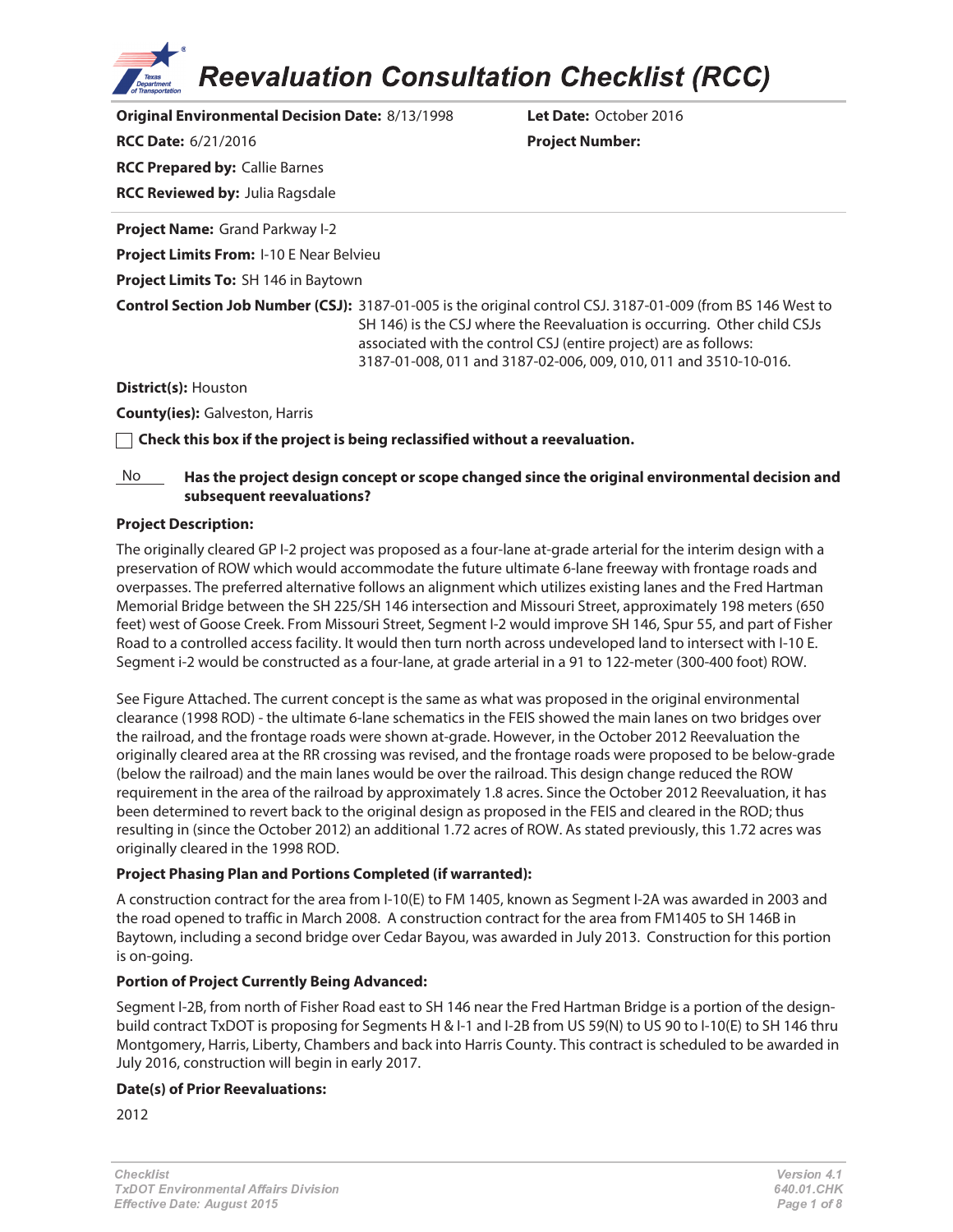# Reevaluation Consultation Checklist (RCC)

**Original Environmental Decision Date:** 8/13/1998

**Let Date:** October 2016

**RCC Date:** 6/21/2016

**Project Number:**

**RCC Prepared by:** Callie Barnes

**RCC Reviewed by:** Julia Ragsdale

---

**Project Name:** Grand Parkway I-2

**Project Limits From:** I-10 E Near Belvieu

**Project Limits To:** SH 146 in Baytown

**Control Section Job Number (CSJ):** 3187-01-005 is the original control CSJ. 3187-01-009 (from BS 146 West to SH 146) is the CSJ where the Reevaluation is occurring. Other child CSJs associated with the control CSJ (entire project) are as follows: 3187-01-008, 011 and 3187-02-006, 009, 010, 011 and 3510-10-016.

**District(s):** Houston

**County(ies):** Galveston, Harris

☐ **Check this box if the project is being reclassified without a reevaluation.**

No **Has the project design concept or scope changed since the original environmental decision and subsequent reevaluations?**

**Project Description:**

The originally cleared GP I-2 project was proposed as a four-lane at-grade arterial for the interim design with a preservation of ROW which would accommodate the future ultimate 6-lane freeway with frontage roads and overpasses. The preferred alternative follows an alignment which utilizes existing lanes and the Fred Hartman Memorial Bridge between the SH 225/SH 146 intersection and Missouri Street, approximately 198 meters (650 feet) west of Goose Creek. From Missouri Street, Segment I-2 would improve SH 146, Spur 55, and part of Fisher Road to a controlled access facility. It would then turn north across undeveloped land to intersect with I-10 E. Segment i-2 would be constructed as a four-lane, at grade arterial in a 91 to 122-meter (300-400 foot) ROW.

See Figure Attached. The current concept is the same as what was proposed in the original environmental clearance (1998 ROD) - the ultimate 6-lane schematics in the FEIS showed the main lanes on two bridges over the railroad, and the frontage roads were shown at-grade. However, in the October 2012 Reevaluation the originally cleared area at the RR crossing was revised, and the frontage roads were proposed to be below-grade (below the railroad) and the main lanes would be over the railroad. This design change reduced the ROW requirement in the area of the railroad by approximately 1.8 acres. Since the October 2012 Reevaluation, it has been determined to revert back to the original design as proposed in the FEIS and cleared in the ROD; thus resulting in (since the October 2012) an additional 1.72 acres of ROW. As stated previously, this 1.72 acres was originally cleared in the 1998 ROD.

**Project Phasing Plan and Portions Completed (if warranted):**

A construction contract for the area from I-10(E) to FM 1405, known as Segment I-2A was awarded in 2003 and the road opened to traffic in March 2008. A construction contract for the area from FM1405 to SH 146B in Baytown, including a second bridge over Cedar Bayou, was awarded in July 2013. Construction for this portion is on-going.

**Portion of Project Currently Being Advanced:**

Segment I-2B, from north of Fisher Road east to SH 146 near the Fred Hartman Bridge is a portion of the design-build contract TxDOT is proposing for Segments H & I-1 and I-2B from US 59(N) to US 90 to I-10(E) to SH 146 thru Montgomery, Harris, Liberty, Chambers and back into Harris County. This contract is scheduled to be awarded in July 2016, construction will begin in early 2017.

**Date(s) of Prior Reevaluations:**

2012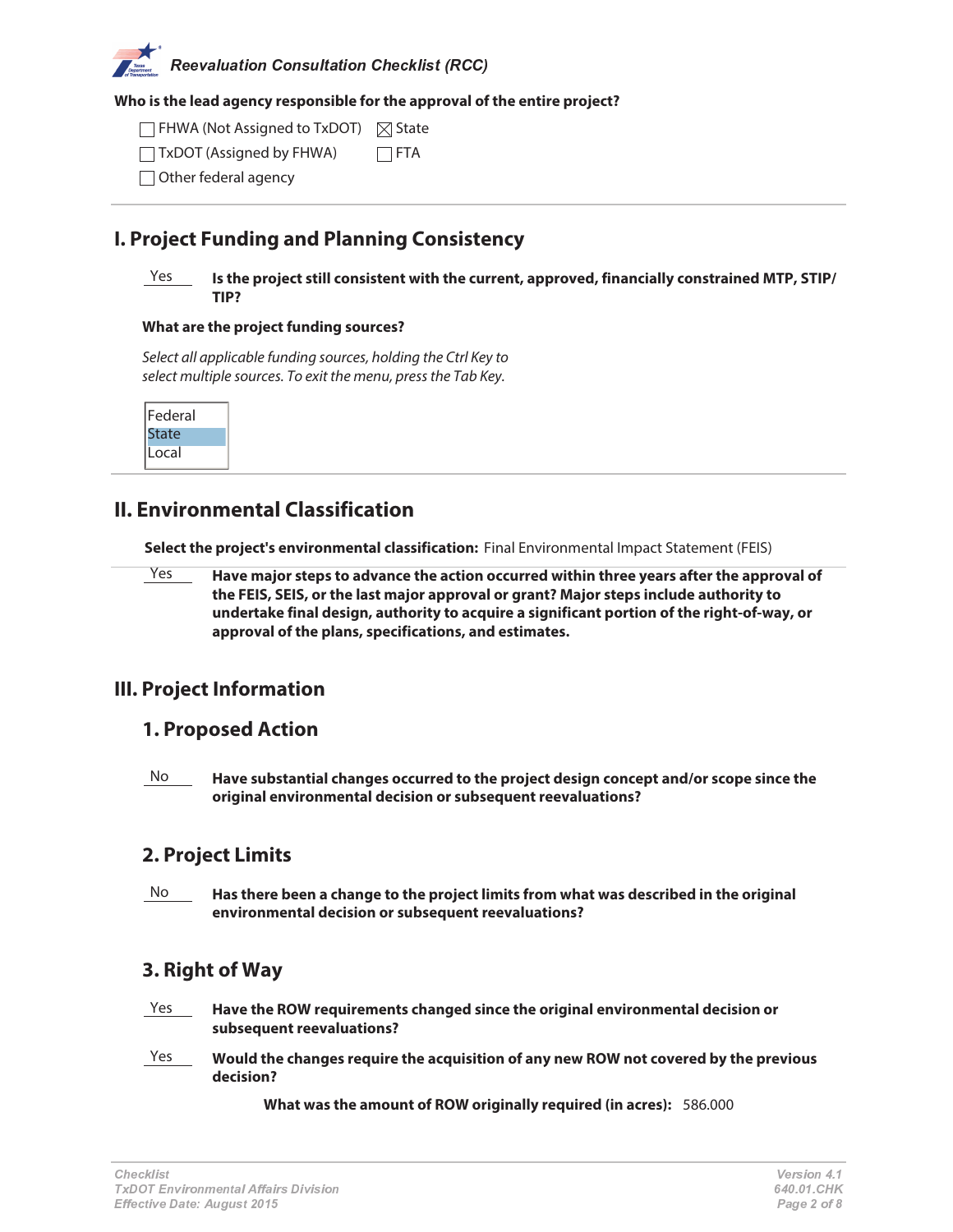**Who is the lead agency responsible for the approval of the entire project?**

- ☐ FHWA (Not Assigned to TxDOT)
- ☒ State
- ☐ TxDOT (Assigned by FHWA)
- ☐ FTA
- ☐ Other federal agency

## I. Project Funding and Planning Consistency

Yes **Is the project still consistent with the current, approved, financially constrained MTP, STIP/TIP?**

**What are the project funding sources?**

*Select all applicable funding sources, holding the Ctrl Key to select multiple sources. To exit the menu, press the Tab Key.*

- Federal
- State (selected)
- Local

## II. Environmental Classification

**Select the project's environmental classification:** Final Environmental Impact Statement (FEIS)

Yes **Have major steps to advance the action occurred within three years after the approval of the FEIS, SEIS, or the last major approval or grant? Major steps include authority to undertake final design, authority to acquire a significant portion of the right-of-way, or approval of the plans, specifications, and estimates.**

## III. Project Information

### 1. Proposed Action

No **Have substantial changes occurred to the project design concept and/or scope since the original environmental decision or subsequent reevaluations?**

### 2. Project Limits

No **Has there been a change to the project limits from what was described in the original environmental decision or subsequent reevaluations?**

### 3. Right of Way

Yes **Have the ROW requirements changed since the original environmental decision or subsequent reevaluations?**

Yes **Would the changes require the acquisition of any new ROW not covered by the previous decision?**

**What was the amount of ROW originally required (in acres):** 586.000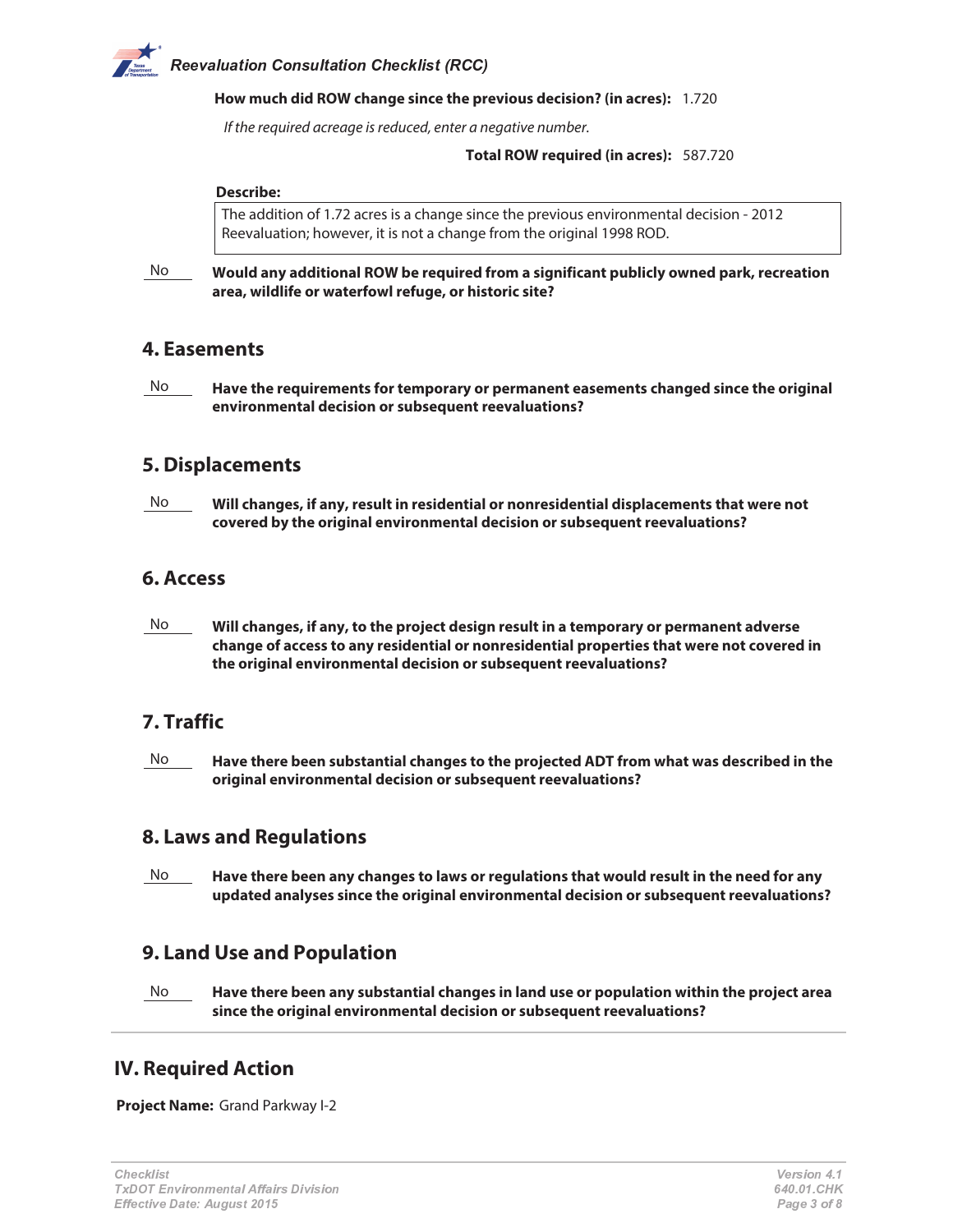**How much did ROW change since the previous decision? (in acres):** 1.720

*If the required acreage is reduced, enter a negative number.*

**Total ROW required (in acres):** 587.720

**Describe:**

The addition of 1.72 acres is a change since the previous environmental decision - 2012 Reevaluation; however, it is not a change from the original 1998 ROD.

No **Would any additional ROW be required from a significant publicly owned park, recreation area, wildlife or waterfowl refuge, or historic site?**

## 4. Easements

No **Have the requirements for temporary or permanent easements changed since the original environmental decision or subsequent reevaluations?**

## 5. Displacements

No **Will changes, if any, result in residential or nonresidential displacements that were not covered by the original environmental decision or subsequent reevaluations?**

## 6. Access

No **Will changes, if any, to the project design result in a temporary or permanent adverse change of access to any residential or nonresidential properties that were not covered in the original environmental decision or subsequent reevaluations?**

## 7. Traffic

No **Have there been substantial changes to the projected ADT from what was described in the original environmental decision or subsequent reevaluations?**

## 8. Laws and Regulations

No **Have there been any changes to laws or regulations that would result in the need for any updated analyses since the original environmental decision or subsequent reevaluations?**

## 9. Land Use and Population

No **Have there been any substantial changes in land use or population within the project area since the original environmental decision or subsequent reevaluations?**

# IV. Required Action

**Project Name:** Grand Parkway I-2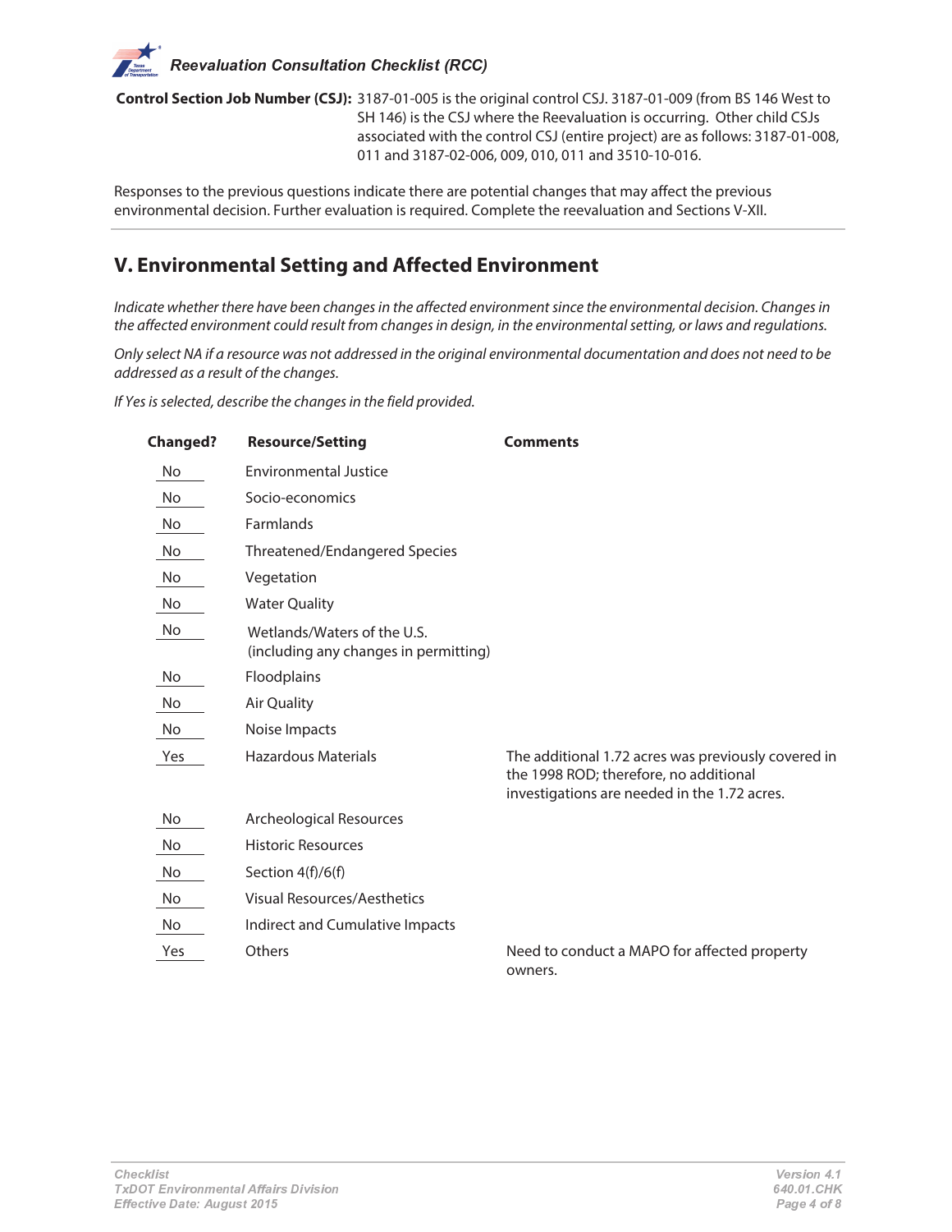**Control Section Job Number (CSJ):** 3187-01-005 is the original control CSJ. 3187-01-009 (from BS 146 West to SH 146) is the CSJ where the Reevaluation is occurring. Other child CSJs associated with the control CSJ (entire project) are as follows: 3187-01-008, 011 and 3187-02-006, 009, 010, 011 and 3510-10-016.

Responses to the previous questions indicate there are potential changes that may affect the previous environmental decision. Further evaluation is required. Complete the reevaluation and Sections V-XII.

## V. Environmental Setting and Affected Environment

*Indicate whether there have been changes in the affected environment since the environmental decision. Changes in the affected environment could result from changes in design, in the environmental setting, or laws and regulations.*

*Only select NA if a resource was not addressed in the original environmental documentation and does not need to be addressed as a result of the changes.*

*If Yes is selected, describe the changes in the field provided.*

| Changed? | Resource/Setting | Comments |
|---|---|---|
| No | Environmental Justice | |
| No | Socio-economics | |
| No | Farmlands | |
| No | Threatened/Endangered Species | |
| No | Vegetation | |
| No | Water Quality | |
| No | Wetlands/Waters of the U.S. (including any changes in permitting) | |
| No | Floodplains | |
| No | Air Quality | |
| No | Noise Impacts | |
| Yes | Hazardous Materials | The additional 1.72 acres was previously covered in the 1998 ROD; therefore, no additional investigations are needed in the 1.72 acres. |
| No | Archeological Resources | |
| No | Historic Resources | |
| No | Section 4(f)/6(f) | |
| No | Visual Resources/Aesthetics | |
| No | Indirect and Cumulative Impacts | |
| Yes | Others | Need to conduct a MAPO for affected property owners. |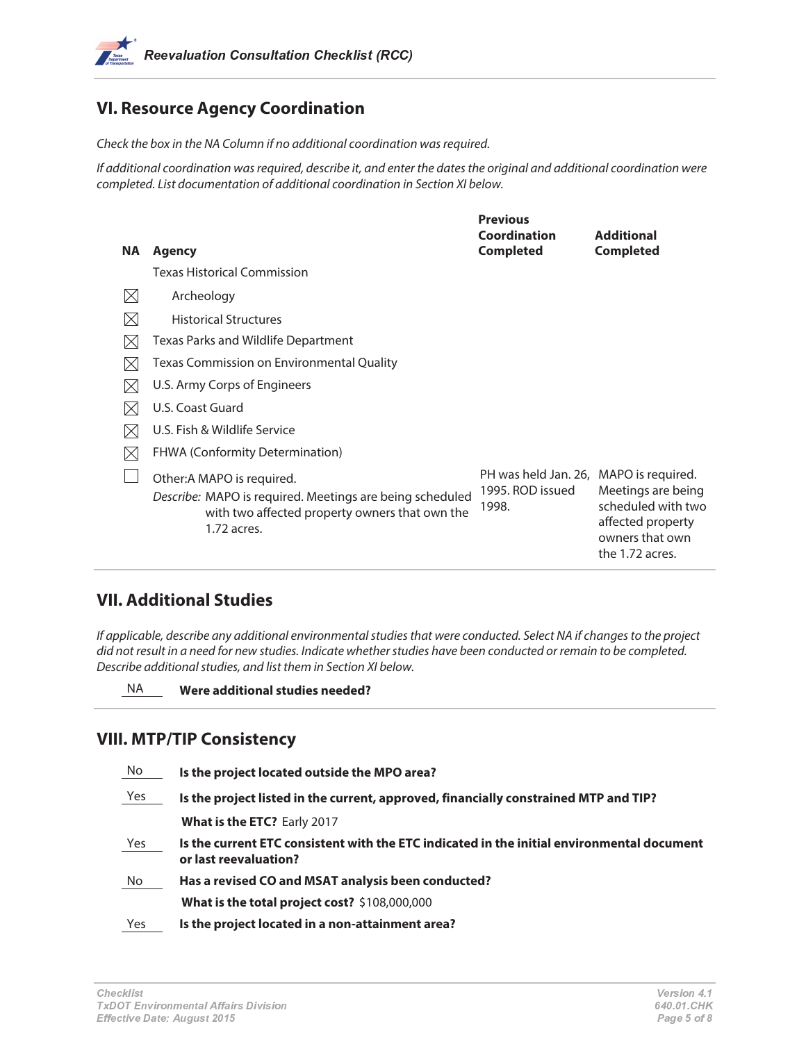## VI. Resource Agency Coordination

*Check the box in the NA Column if no additional coordination was required.*

*If additional coordination was required, describe it, and enter the dates the original and additional coordination were completed. List documentation of additional coordination in Section XI below.*

| NA | Agency | Previous Coordination Completed | Additional Completed |
|---|---|---|---|
| | Texas Historical Commission | | |
| ☒ | Archeology | | |
| ☒ | Historical Structures | | |
| ☒ | Texas Parks and Wildlife Department | | |
| ☒ | Texas Commission on Environmental Quality | | |
| ☒ | U.S. Army Corps of Engineers | | |
| ☒ | U.S. Coast Guard | | |
| ☒ | U.S. Fish & Wildlife Service | | |
| ☒ | FHWA (Conformity Determination) | | |
| ☐ | Other:A MAPO is required. *Describe:* MAPO is required. Meetings are being scheduled with two affected property owners that own the 1.72 acres. | PH was held Jan. 26, 1995. ROD issued 1998. | MAPO is required. Meetings are being scheduled with two affected property owners that own the 1.72 acres. |

## VII. Additional Studies

*If applicable, describe any additional environmental studies that were conducted. Select NA if changes to the project did not result in a need for new studies. Indicate whether studies have been conducted or remain to be completed. Describe additional studies, and list them in Section XI below.*

NA **Were additional studies needed?**

## VIII. MTP/TIP Consistency

No **Is the project located outside the MPO area?**

Yes **Is the project listed in the current, approved, financially constrained MTP and TIP?**

**What is the ETC?** Early 2017

Yes **Is the current ETC consistent with the ETC indicated in the initial environmental document or last reevaluation?**

No **Has a revised CO and MSAT analysis been conducted?**

**What is the total project cost?** $108,000,000

Yes **Is the project located in a non-attainment area?**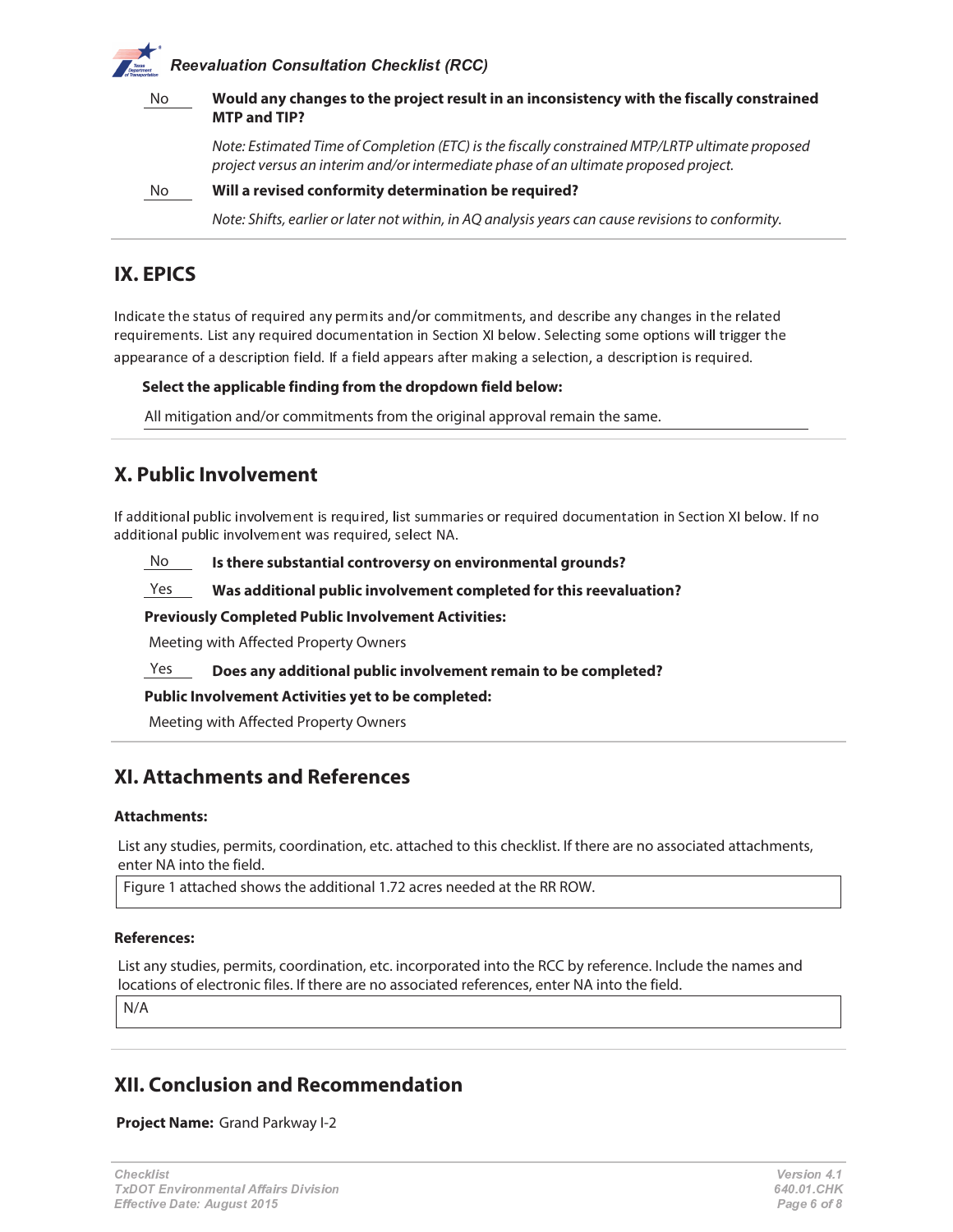No **Would any changes to the project result in an inconsistency with the fiscally constrained MTP and TIP?**

*Note: Estimated Time of Completion (ETC) is the fiscally constrained MTP/LRTP ultimate proposed project versus an interim and/or intermediate phase of an ultimate proposed project.*

No **Will a revised conformity determination be required?**

*Note: Shifts, earlier or later not within, in AQ analysis years can cause revisions to conformity.*

## IX. EPICS

Indicate the status of required any permits and/or commitments, and describe any changes in the related requirements. List any required documentation in Section XI below. Selecting some options will trigger the appearance of a description field. If a field appears after making a selection, a description is required.

**Select the applicable finding from the dropdown field below:**

All mitigation and/or commitments from the original approval remain the same.

## X. Public Involvement

If additional public involvement is required, list summaries or required documentation in Section XI below. If no additional public involvement was required, select NA.

No **Is there substantial controversy on environmental grounds?**

Yes **Was additional public involvement completed for this reevaluation?**

**Previously Completed Public Involvement Activities:**

Meeting with Affected Property Owners

Yes **Does any additional public involvement remain to be completed?**

**Public Involvement Activities yet to be completed:**

Meeting with Affected Property Owners

## XI. Attachments and References

**Attachments:**

List any studies, permits, coordination, etc. attached to this checklist. If there are no associated attachments, enter NA into the field.

Figure 1 attached shows the additional 1.72 acres needed at the RR ROW.

**References:**

List any studies, permits, coordination, etc. incorporated into the RCC by reference. Include the names and locations of electronic files. If there are no associated references, enter NA into the field.

N/A

## XII. Conclusion and Recommendation

**Project Name:** Grand Parkway I-2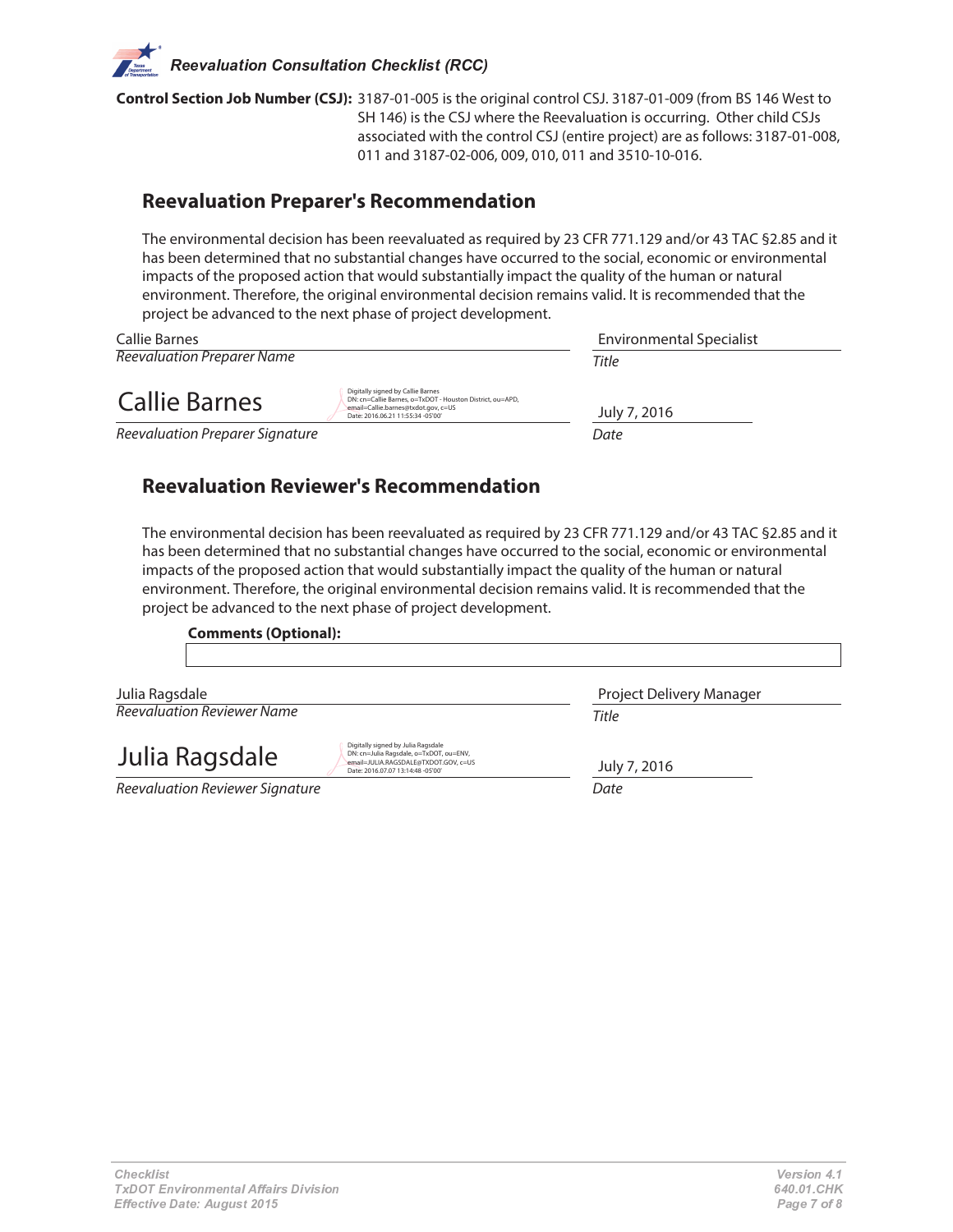**Control Section Job Number (CSJ):** 3187-01-005 is the original control CSJ. 3187-01-009 (from BS 146 West to SH 146) is the CSJ where the Reevaluation is occurring. Other child CSJs associated with the control CSJ (entire project) are as follows: 3187-01-008, 011 and 3187-02-006, 009, 010, 011 and 3510-10-016.

## Reevaluation Preparer's Recommendation

The environmental decision has been reevaluated as required by 23 CFR 771.129 and/or 43 TAC §2.85 and it has been determined that no substantial changes have occurred to the social, economic or environmental impacts of the proposed action that would substantially impact the quality of the human or natural environment. Therefore, the original environmental decision remains valid. It is recommended that the project be advanced to the next phase of project development.

Callie Barnes
*Reevaluation Preparer Name*

Environmental Specialist
*Title*

Callie Barnes
Digitally signed by Callie Barnes
DN: cn=Callie Barnes, o=TxDOT - Houston District, ou=APD, email=Callie.barnes@txdot.gov, c=US
Date: 2016.06.21 11:55:34 -05'00'
*Reevaluation Preparer Signature*

July 7, 2016
*Date*

## Reevaluation Reviewer's Recommendation

The environmental decision has been reevaluated as required by 23 CFR 771.129 and/or 43 TAC §2.85 and it has been determined that no substantial changes have occurred to the social, economic or environmental impacts of the proposed action that would substantially impact the quality of the human or natural environment. Therefore, the original environmental decision remains valid. It is recommended that the project be advanced to the next phase of project development.

**Comments (Optional):**

Julia Ragsdale
*Reevaluation Reviewer Name*

Project Delivery Manager
*Title*

Julia Ragsdale
Digitally signed by Julia Ragsdale
DN: cn=Julia Ragsdale, o=TxDOT, ou=ENV, email=JULIA.RAGSDALE@TXDOT.GOV, c=US
Date: 2016.07.07 13:14:48 -05'00'
*Reevaluation Reviewer Signature*

July 7, 2016
*Date*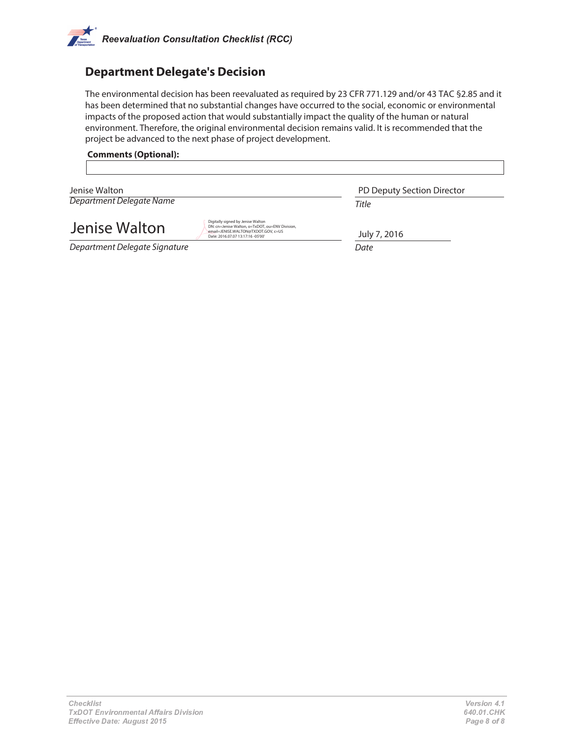## Department Delegate's Decision

The environmental decision has been reevaluated as required by 23 CFR 771.129 and/or 43 TAC §2.85 and it has been determined that no substantial changes have occurred to the social, economic or environmental impacts of the proposed action that would substantially impact the quality of the human or natural environment. Therefore, the original environmental decision remains valid. It is recommended that the project be advanced to the next phase of project development.

**Comments (Optional):**

Jenise Walton
*Department Delegate Name*

PD Deputy Section Director
*Title*

Jenise Walton

Digitally signed by Jenise Walton
DN: cn=Jenise Walton, o=TxDOT, ou=ENV Division, email=JENISE.WALTON@TXDOT.GOV, c=US
Date: 2016.07.07 13:17:16 -05'00'

*Department Delegate Signature*

July 7, 2016
*Date*